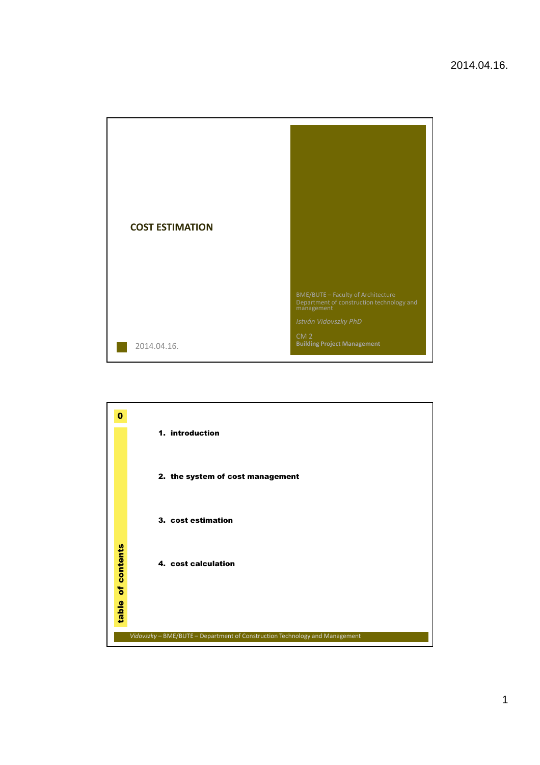# COST ESTIMATION

2014.04.16.

BME/BUTE – Faculty of Architecture
Department of construction technology and management

*István Vidovszky PhD*

CM 2
**Building Project Management**

---

## 0 table of contents

1. **introduction**
2. **the system of cost management**
3. **cost estimation**
4. **cost calculation**

*Vidovszky* – BME/BUTE – Department of Construction Technology and Management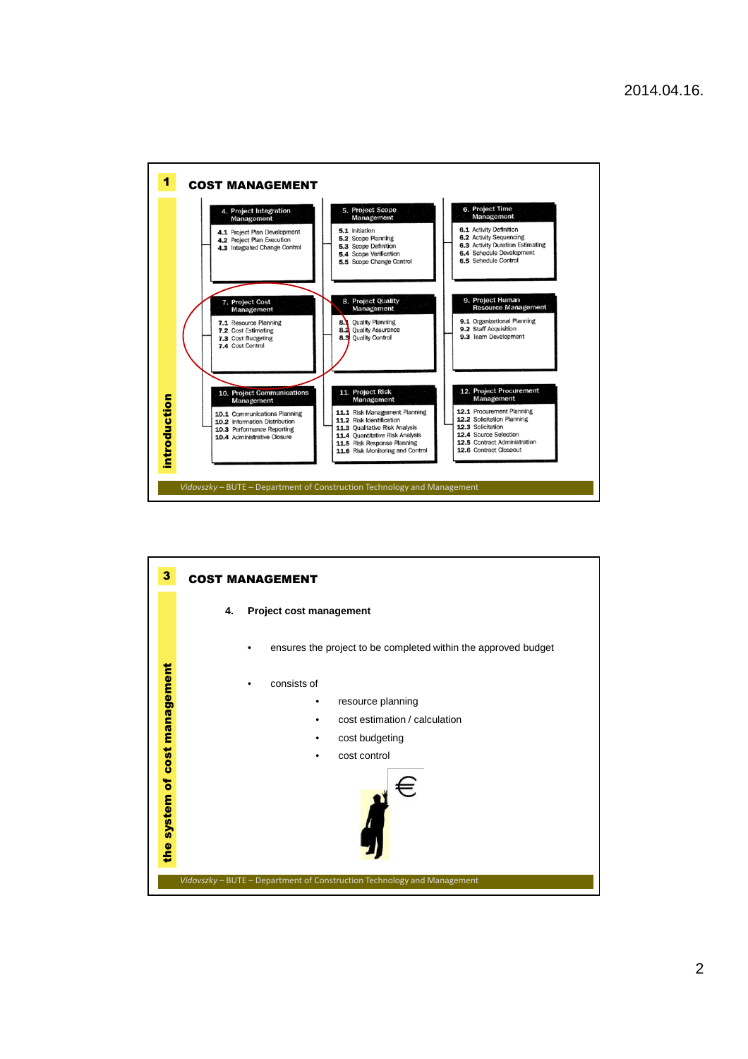## 1 COST MANAGEMENT

*introduction*

**4. Project Integration Management**
- 4.1 Project Plan Development
- 4.2 Project Plan Execution
- 4.3 Integrated Change Control

**5. Project Scope Management**
- 5.1 Initiation
- 5.2 Scope Planning
- 5.3 Scope Definition
- 5.4 Scope Verification
- 5.5 Scope Change Control

**6. Project Time Management**
- 6.1 Activity Definition
- 6.2 Activity Sequencing
- 6.3 Activity Duration Estimating
- 6.4 Schedule Development
- 6.5 Schedule Control

**7. Project Cost Management**
- 7.1 Resource Planning
- 7.2 Cost Estimating
- 7.3 Cost Budgeting
- 7.4 Cost Control

**8. Project Quality Management**
- 8.1 Quality Planning
- 8.2 Quality Assurance
- 8.3 Quality Control

**9. Project Human Resource Management**
- 9.1 Organizational Planning
- 9.2 Staff Acquisition
- 9.3 Team Development

**10. Project Communications Management**
- 10.1 Communications Planning
- 10.2 Information Distribution
- 10.3 Performance Reporting
- 10.4 Administrative Closure

**11. Project Risk Management**
- 11.1 Risk Management Planning
- 11.2 Risk Identification
- 11.3 Qualitative Risk Analysis
- 11.4 Quantitative Risk Analysis
- 11.5 Risk Response Planning
- 11.6 Risk Monitoring and Control

**12. Project Procurement Management**
- 12.1 Procurement Planning
- 12.2 Solicitation Planning
- 12.3 Solicitation
- 12.4 Source Selection
- 12.5 Contract Administration
- 12.6 Contract Closeout

*Vidovszky* – BUTE – Department of Construction Technology and Management

## 3 COST MANAGEMENT

*the system of cost management*

**4. Project cost management**

- ensures the project to be completed within the approved budget
- consists of
  - resource planning
  - cost estimation / calculation
  - cost budgeting
  - cost control

*Vidovszky* – BUTE – Department of Construction Technology and Management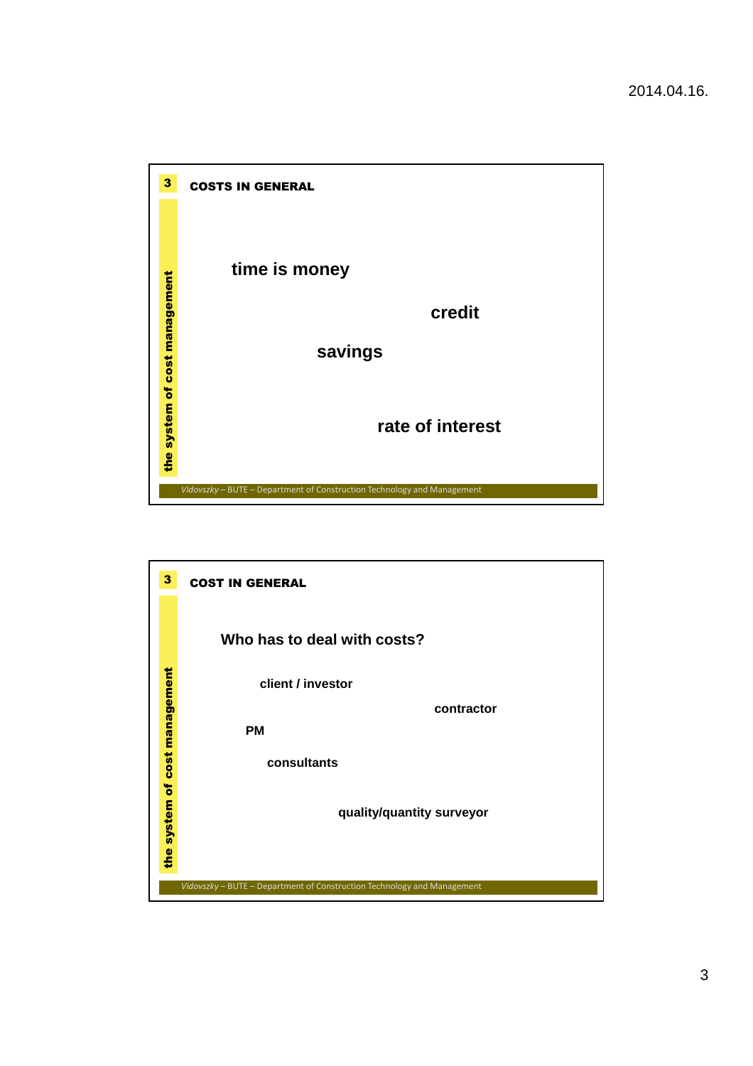## COSTS IN GENERAL

time is money

credit

savings

rate of interest

## COST IN GENERAL

Who has to deal with costs?

client / investor

contractor

PM

consultants

quality/quantity surveyor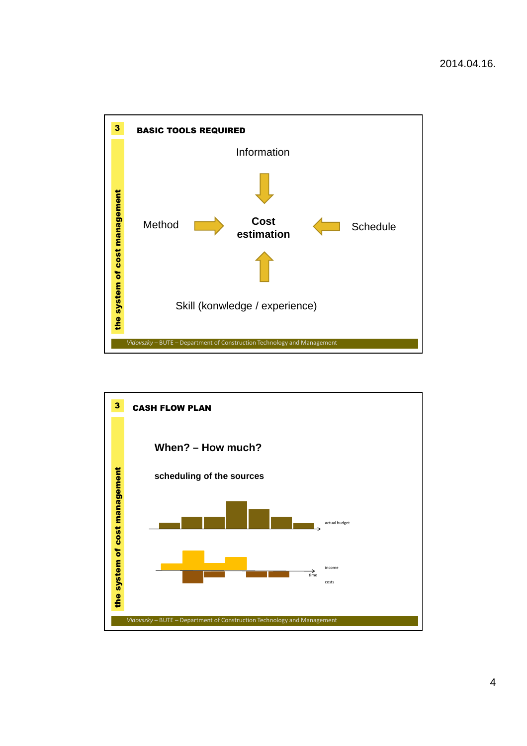## BASIC TOOLS REQUIRED

Information

Method → **Cost estimation** ← Schedule

Skill (konwledge / experience)

the system of cost management

*Vidovszky* – BUTE – Department of Construction Technology and Management

## CASH FLOW PLAN

**When? – How much?**

**scheduling of the sources**

actual budget

income

time

costs

the system of cost management

*Vidovszky* – BUTE – Department of Construction Technology and Management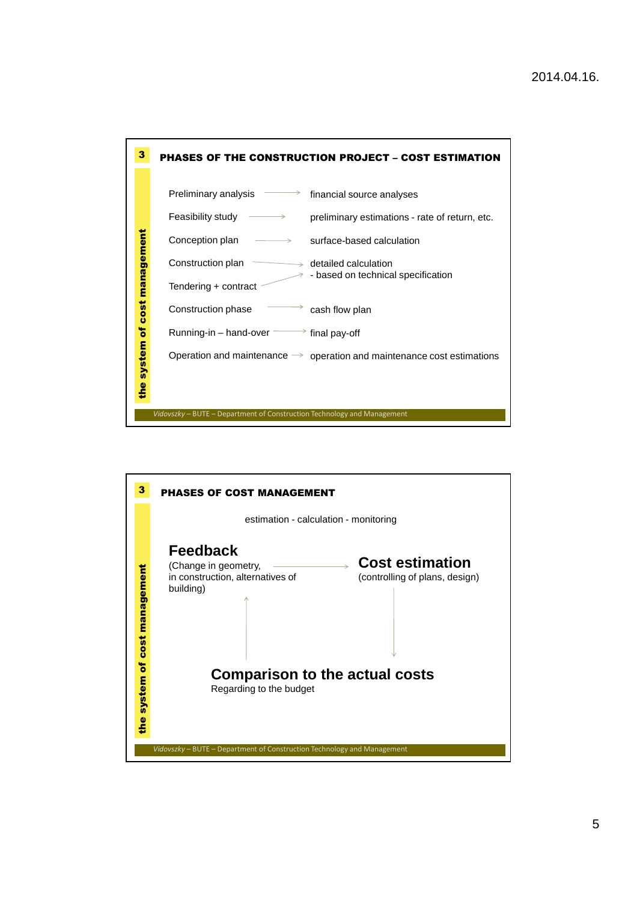## 3 PHASES OF THE CONSTRUCTION PROJECT – COST ESTIMATION

*the system of cost management*

| Phase | | Cost estimation |
|---|---|---|
| Preliminary analysis | → | financial source analyses |
| Feasibility study | → | preliminary estimations - rate of return, etc. |
| Conception plan | → | surface-based calculation |
| Construction plan | → | detailed calculation - based on technical specification |
| Tendering + contract | → | detailed calculation - based on technical specification |
| Construction phase | → | cash flow plan |
| Running-in – hand-over | → | final pay-off |
| Operation and maintenance | → | operation and maintenance cost estimations |

*Vidovszky – BUTE – Department of Construction Technology and Management*

## 3 PHASES OF COST MANAGEMENT

*the system of cost management*

estimation - calculation - monitoring

**Feedback**
(Change in geometry, in construction, alternatives of building)

→

**Cost estimation**
(controlling of plans, design)

↓

**Comparison to the actual costs**
Regarding to the budget

↑ (back to Feedback)

*Vidovszky – BUTE – Department of Construction Technology and Management*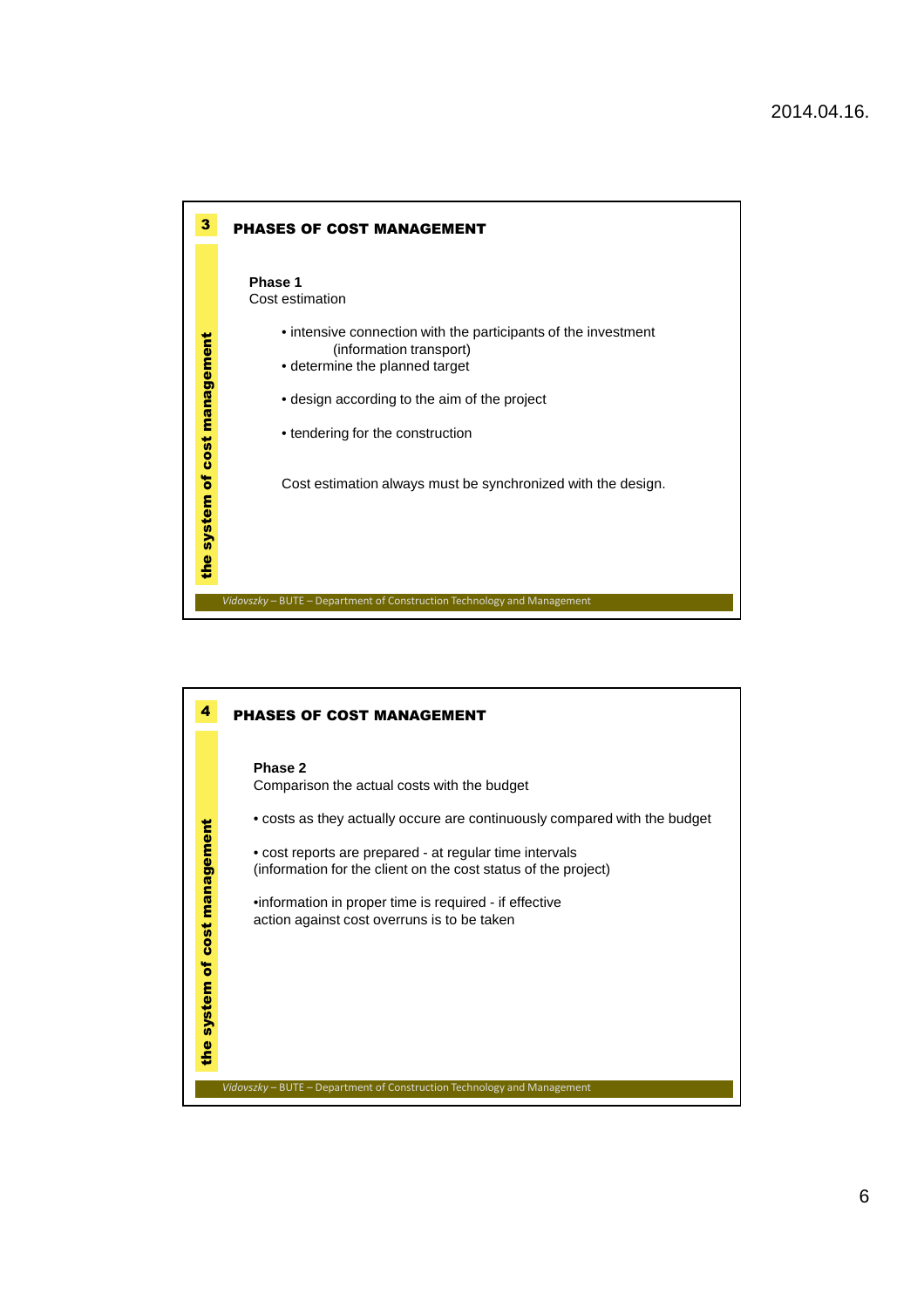## PHASES OF COST MANAGEMENT

**Phase 1**
Cost estimation

- intensive connection with the participants of the investment (information transport)
- determine the planned target
- design according to the aim of the project
- tendering for the construction

Cost estimation always must be synchronized with the design.

## PHASES OF COST MANAGEMENT

**Phase 2**
Comparison the actual costs with the budget

- costs as they actually occure are continuously compared with the budget
- cost reports are prepared - at regular time intervals (information for the client on the cost status of the project)
- information in proper time is required - if effective action against cost overruns is to be taken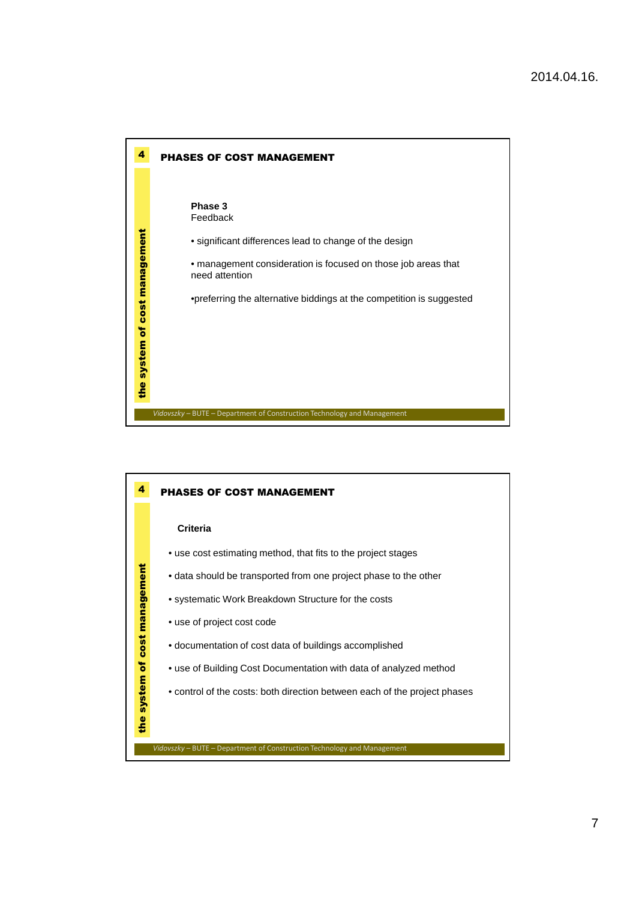## PHASES OF COST MANAGEMENT

**Phase 3**
Feedback

- significant differences lead to change of the design
- management consideration is focused on those job areas that need attention
- preferring the alternative biddings at the competition is suggested

## PHASES OF COST MANAGEMENT

**Criteria**

- use cost estimating method, that fits to the project stages
- data should be transported from one project phase to the other
- systematic Work Breakdown Structure for the costs
- use of project cost code
- documentation of cost data of buildings accomplished
- use of Building Cost Documentation with data of analyzed method
- control of the costs: both direction between each of the project phases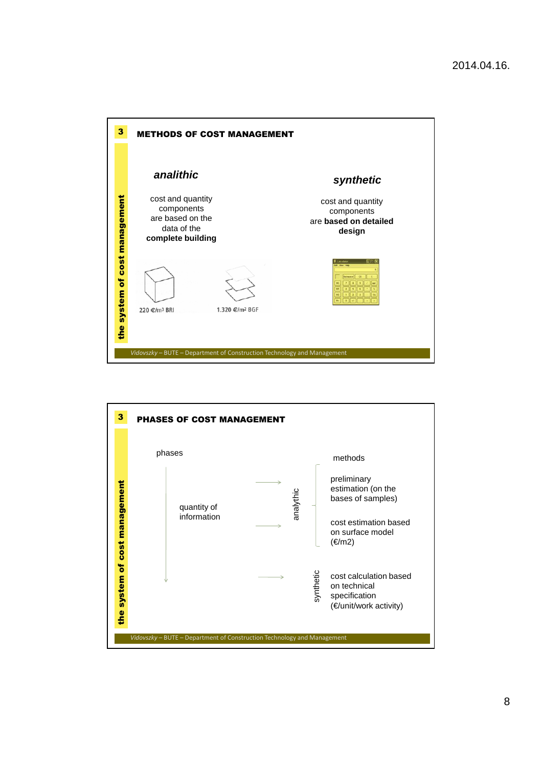## 3 METHODS OF COST MANAGEMENT

*the system of cost management*

### *analithic*

cost and quantity components are based on the data of the **complete building**

220 €/m³ BRI

1.320 €/m² BGF

### *synthetic*

cost and quantity components are **based on detailed design**

Vidovszky – BUTE – Department of Construction Technology and Management

## 3 PHASES OF COST MANAGEMENT

*the system of cost management*

phases

quantity of information

methods

analythic

- preliminary estimation (on the bases of samples)
- cost estimation based on surface model (€/m2)

synthetic

- cost calculation based on technical specification (€/unit/work activity)

Vidovszky – BUTE – Department of Construction Technology and Management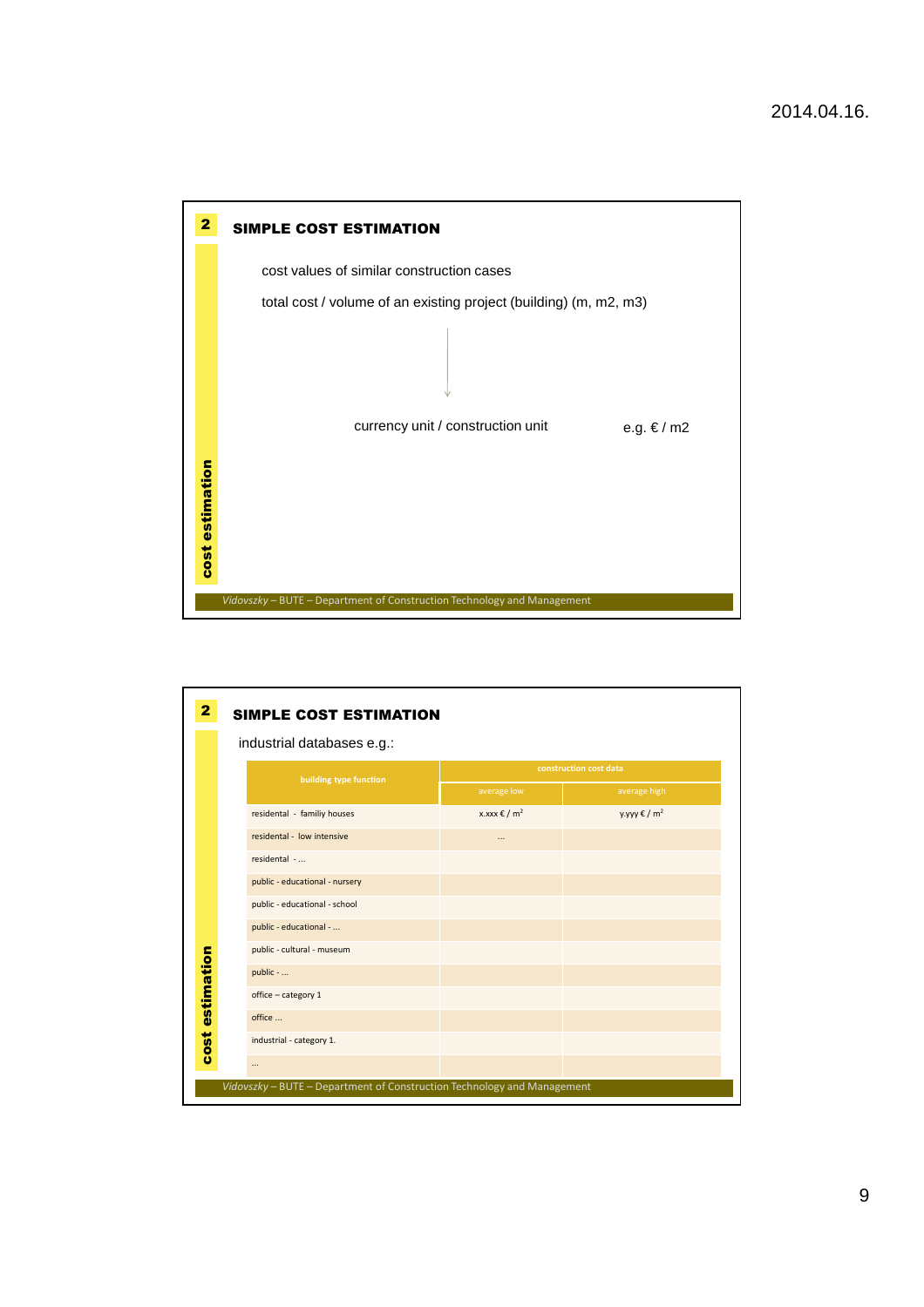## 2 SIMPLE COST ESTIMATION

cost values of similar construction cases

total cost / volume of an existing project (building) (m, m2, m3)

↓

currency unit / construction unit e.g. € / m2

cost estimation

*Vidovszky* – BUTE – Department of Construction Technology and Management

## 2 SIMPLE COST ESTIMATION

industrial databases e.g.:

| building type function | construction cost data | |
|---|---|---|
| | average low | average high |
| residental - familiy houses | x.xxx € / m$^2$ | y.yyy € / m$^2$ |
| residental - low intensive | ... | |
| residental - ... | | |
| public - educational - nursery | | |
| public - educational - school | | |
| public - educational - ... | | |
| public - cultural - museum | | |
| public - ... | | |
| office – category 1 | | |
| office ... | | |
| industrial - category 1. | | |
| ... | | |

cost estimation

*Vidovszky* – BUTE – Department of Construction Technology and Management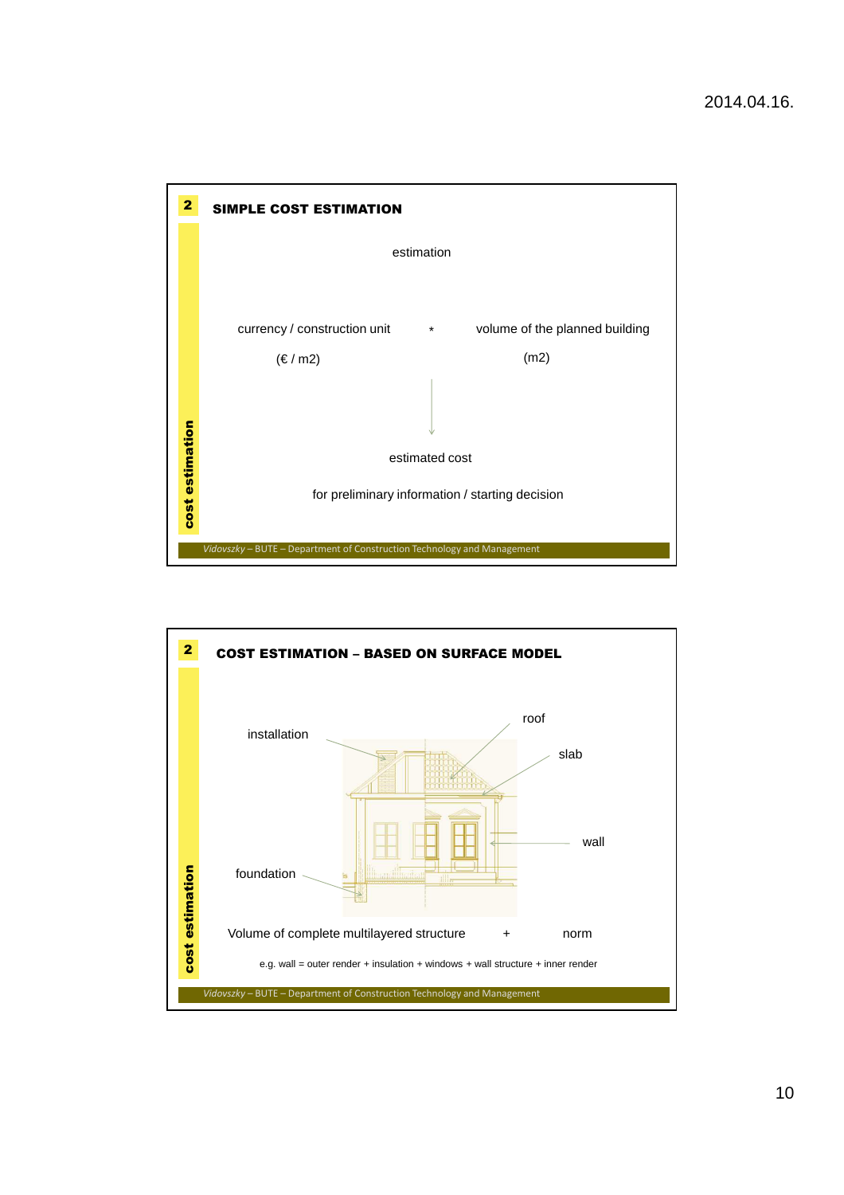## 2 SIMPLE COST ESTIMATION

estimation

currency / construction unit * volume of the planned building

(€ / m2) (m2)

↓

estimated cost

for preliminary information / starting decision

cost estimation

*Vidovszky* – BUTE – Department of Construction Technology and Management

## 2 COST ESTIMATION – BASED ON SURFACE MODEL

installation

roof

slab

wall

foundation

Volume of complete multilayered structure + norm

e.g. wall = outer render + insulation + windows + wall structure + inner render

cost estimation

*Vidovszky* – BUTE – Department of Construction Technology and Management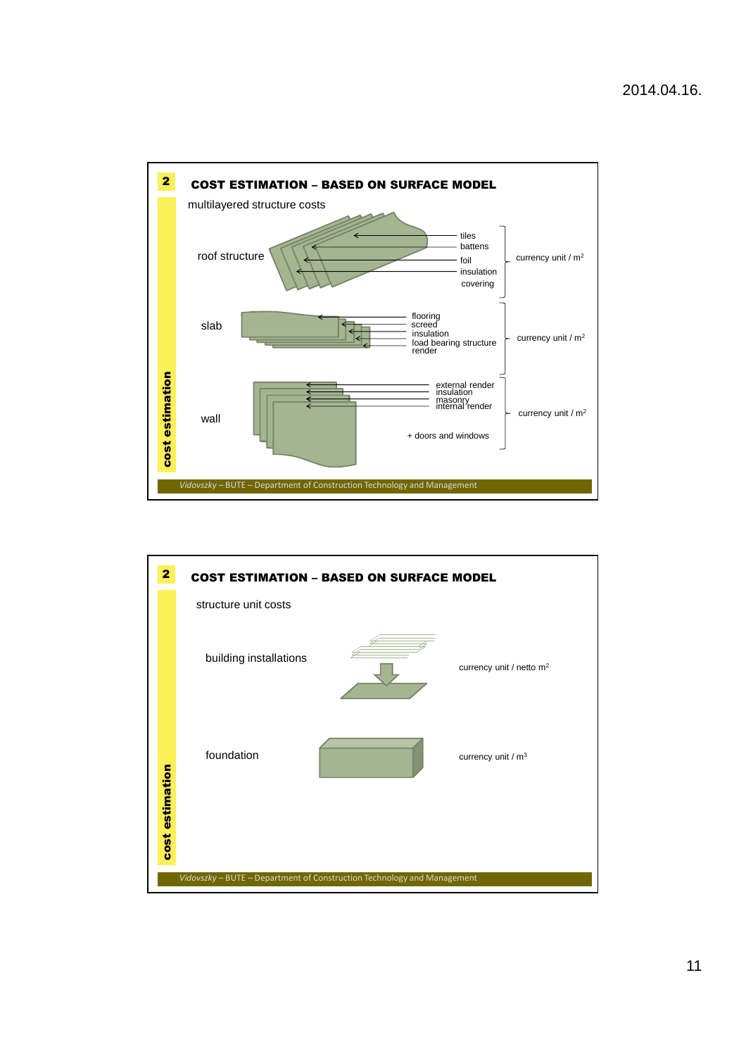## COST ESTIMATION – BASED ON SURFACE MODEL

multilayered structure costs

**roof structure**

- tiles
- battens
- foil
- insulation
- covering

currency unit / $m^2$

**slab**

- flooring
- screed
- insulation
- load bearing structure
- render

currency unit / $m^2$

**wall**

- external render
- insulation
- masonry
- internal render

+ doors and windows

currency unit / $m^2$

cost estimation

*Vidovszky* – BUTE – Department of Construction Technology and Management

## COST ESTIMATION – BASED ON SURFACE MODEL

structure unit costs

**building installations** — currency unit / netto $m^2$

**foundation** — currency unit / $m^3$

cost estimation

*Vidovszky* – BUTE – Department of Construction Technology and Management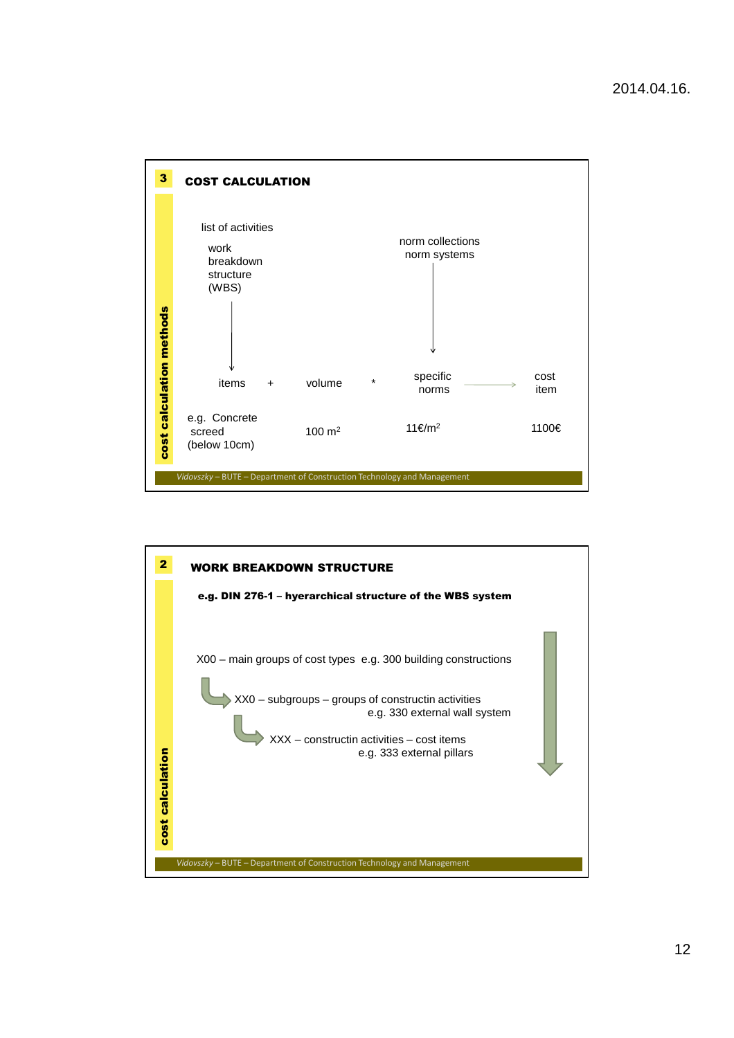## 3 COST CALCULATION

*cost calculation methods*

list of activities

work breakdown structure (WBS)

norm collections
norm systems

| items | + | volume | * | specific norms | → | cost item |
|---|---|---|---|---|---|---|
| e.g. Concrete screed (below 10cm) | | 100 $m^2$ | | 11€/$m^2$ | | 1100€ |

*Vidovszky* – BUTE – Department of Construction Technology and Management

## 2 WORK BREAKDOWN STRUCTURE

*cost calculation*

**e.g. DIN 276-1 – hyerarchical structure of the WBS system**

X00 – main groups of cost types e.g. 300 building constructions

- XX0 – subgroups – groups of constructin activities
  e.g. 330 external wall system
  - XXX – constructin activities – cost items
    e.g. 333 external pillars

*Vidovszky* – BUTE – Department of Construction Technology and Management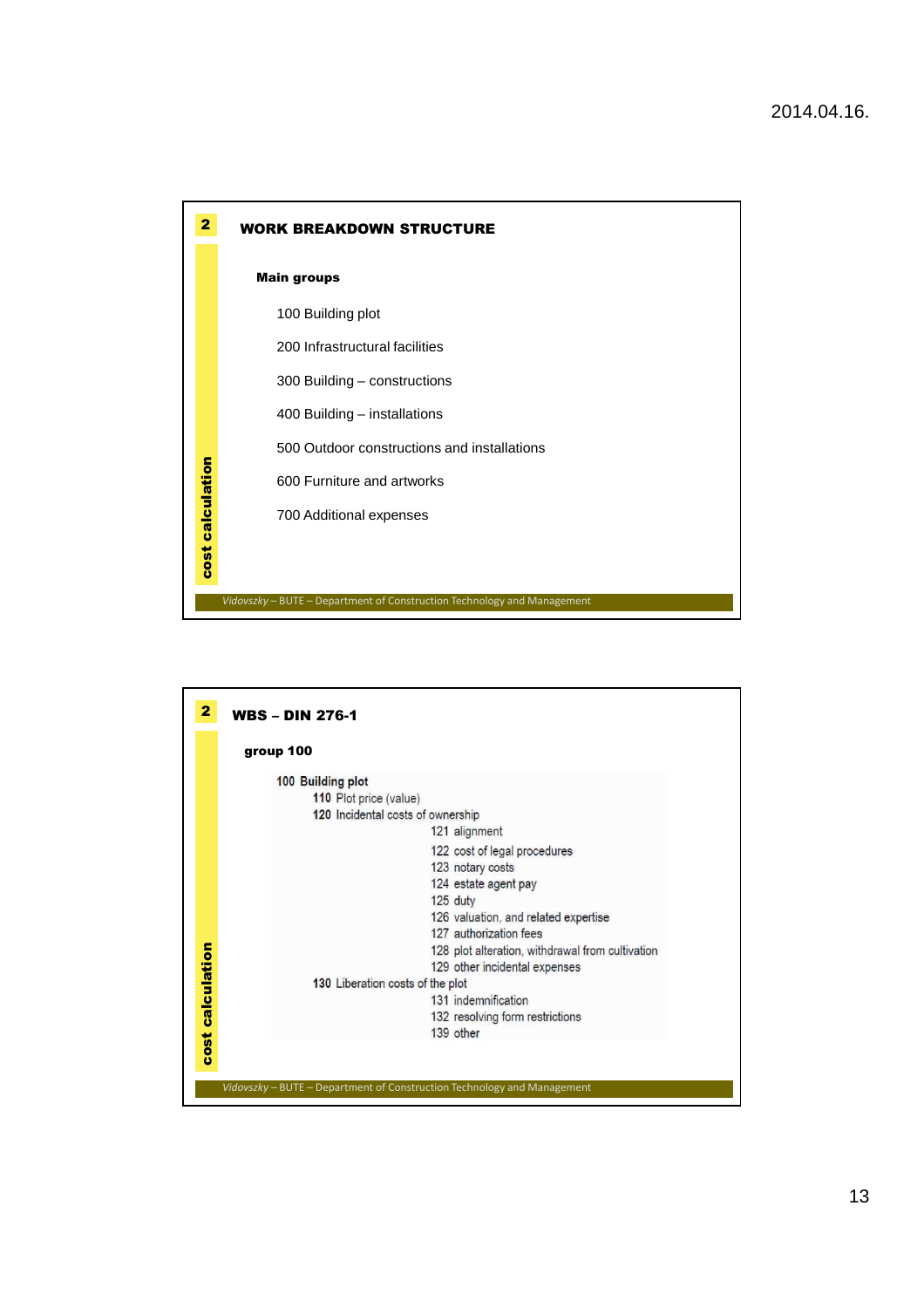## 2 WORK BREAKDOWN STRUCTURE

**Main groups**

- 100 Building plot
- 200 Infrastructural facilities
- 300 Building – constructions
- 400 Building – installations
- 500 Outdoor constructions and installations
- 600 Furniture and artworks
- 700 Additional expenses

cost calculation

*Vidovszky* – BUTE – Department of Construction Technology and Management

## 2 WBS – DIN 276-1

**group 100**

**100 Building plot**

- **110** Plot price (value)
- **120** Incidental costs of ownership
  - 121 alignment
  - 122 cost of legal procedures
  - 123 notary costs
  - 124 estate agent pay
  - 125 duty
  - 126 valuation, and related expertise
  - 127 authorization fees
  - 128 plot alteration, withdrawal from cultivation
  - 129 other incidental expenses
- **130** Liberation costs of the plot
  - 131 indemnification
  - 132 resolving form restrictions
  - 139 other

cost calculation

*Vidovszky* – BUTE – Department of Construction Technology and Management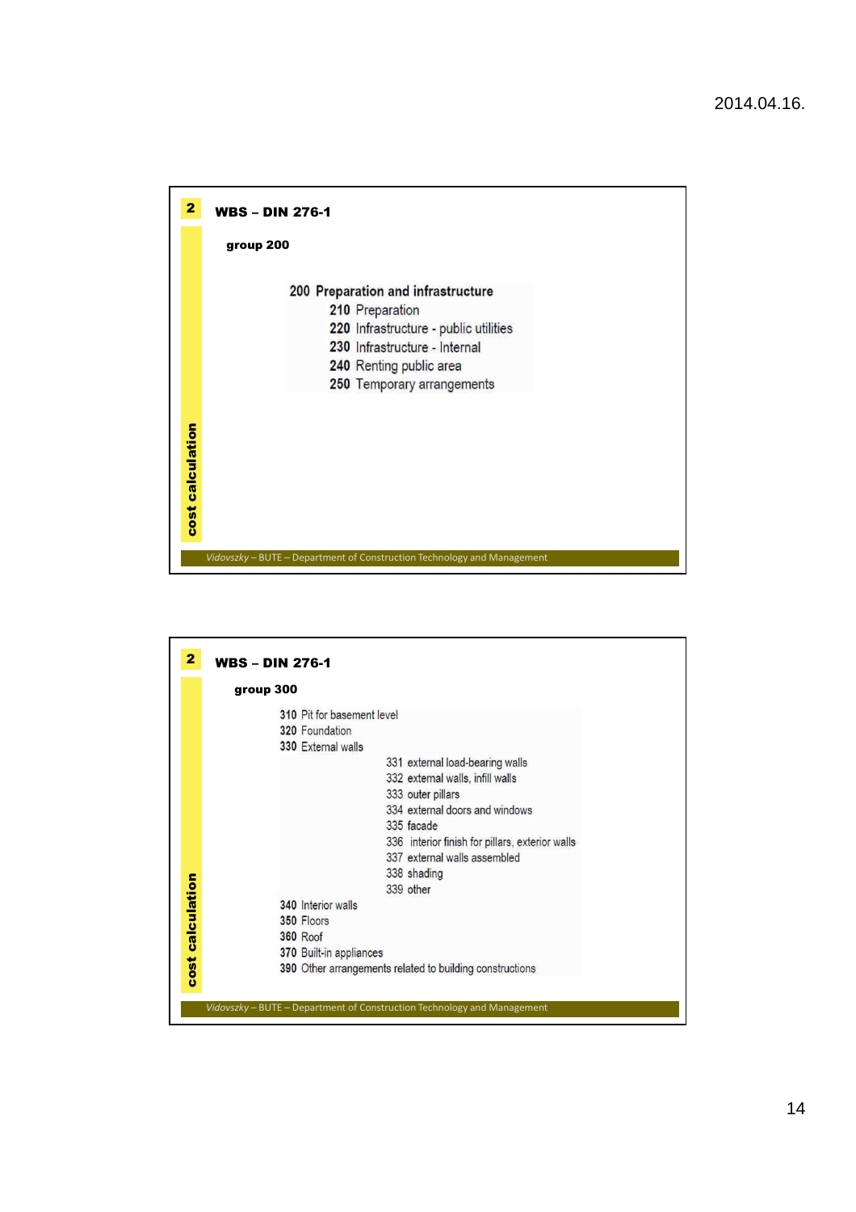## WBS – DIN 276-1

**group 200**

**200 Preparation and infrastructure**

- **210** Preparation
- **220** Infrastructure - public utilities
- **230** Infrastructure - Internal
- **240** Renting public area
- **250** Temporary arrangements

## WBS – DIN 276-1

**group 300**

- **310** Pit for basement level
- **320** Foundation
- **330** External walls
  - 331 external load-bearing walls
  - 332 external walls, infill walls
  - 333 outer pillars
  - 334 external doors and windows
  - 335 facade
  - 336 interior finish for pillars, exterior walls
  - 337 external walls assembled
  - 338 shading
  - 339 other
- **340** Interior walls
- **350** Floors
- **360** Roof
- **370** Built-in appliances
- **390** Other arrangements related to building constructions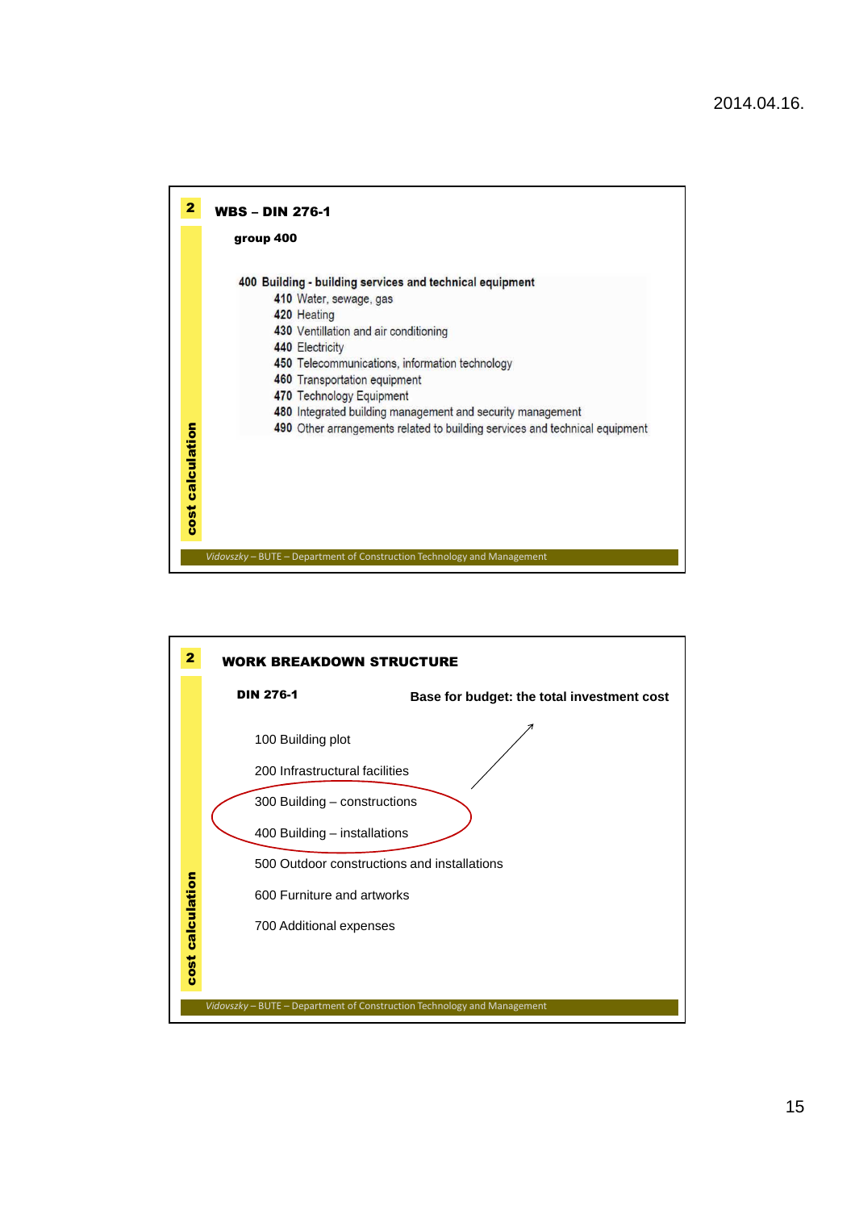## WBS – DIN 276-1

**group 400**

**400 Building - building services and technical equipment**

- **410** Water, sewage, gas
- **420** Heating
- **430** Ventillation and air conditioning
- **440** Electricity
- **450** Telecommunications, information technology
- **460** Transportation equipment
- **470** Technology Equipment
- **480** Integrated building management and security management
- **490** Other arrangements related to building services and technical equipment

cost calculation

## WORK BREAKDOWN STRUCTURE

**DIN 276-1**

**Base for budget: the total investment cost**

- 100 Building plot
- 200 Infrastructural facilities
- 300 Building – constructions
- 400 Building – installations
- 500 Outdoor constructions and installations
- 600 Furniture and artworks
- 700 Additional expenses

cost calculation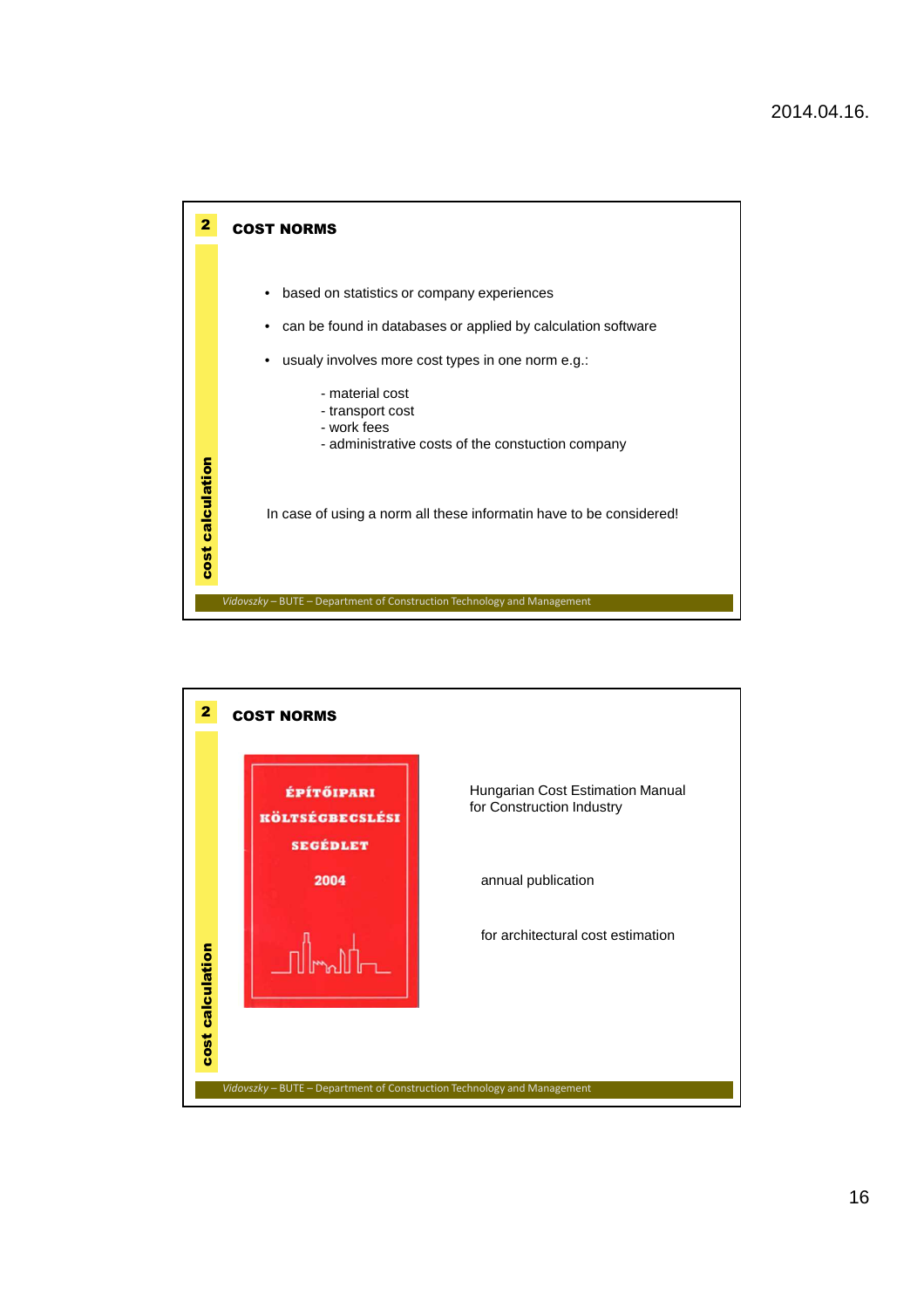## 2 COST NORMS

- based on statistics or company experiences
- can be found in databases or applied by calculation software
- usualy involves more cost types in one norm e.g.:

  - material cost
  - transport cost
  - work fees
  - administrative costs of the constuction company

In case of using a norm all these informatin have to be considered!

## 2 COST NORMS

ÉPÍTŐIPARI KÖLTSÉGBECSLÉSI SEGÉDLET 2004

Hungarian Cost Estimation Manual for Construction Industry

annual publication

for architectural cost estimation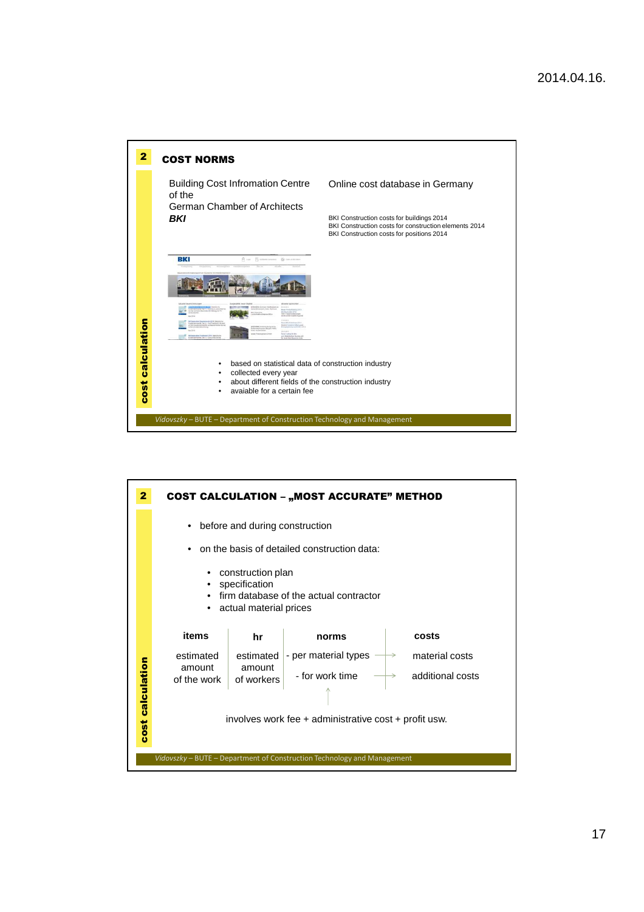## 2 COST NORMS

Building Cost Infromation Centre of the German Chamber of Architects
***BKI***

Online cost database in Germany

BKI Construction costs for buildings 2014
BKI Construction costs for construction elements 2014
BKI Construction costs for positions 2014

- based on statistical data of construction industry
- collected every year
- about different fields of the construction industry
- avaiable for a certain fee

cost calculation

*Vidovszky* – BUTE – Department of Construction Technology and Management

## 2 COST CALCULATION – „MOST ACCURATE" METHOD

- before and during construction
- on the basis of detailed construction data:
  - construction plan
  - specification
  - firm database of the actual contractor
  - actual material prices

| items | hr | norms | costs |
|---|---|---|---|
| estimated amount of the work | estimated amount of workers | - per material types → | material costs |
| | | - for work time → | additional costs |

↑ involves work fee + administrative cost + profit usw.

cost calculation

*Vidovszky* – BUTE – Department of Construction Technology and Management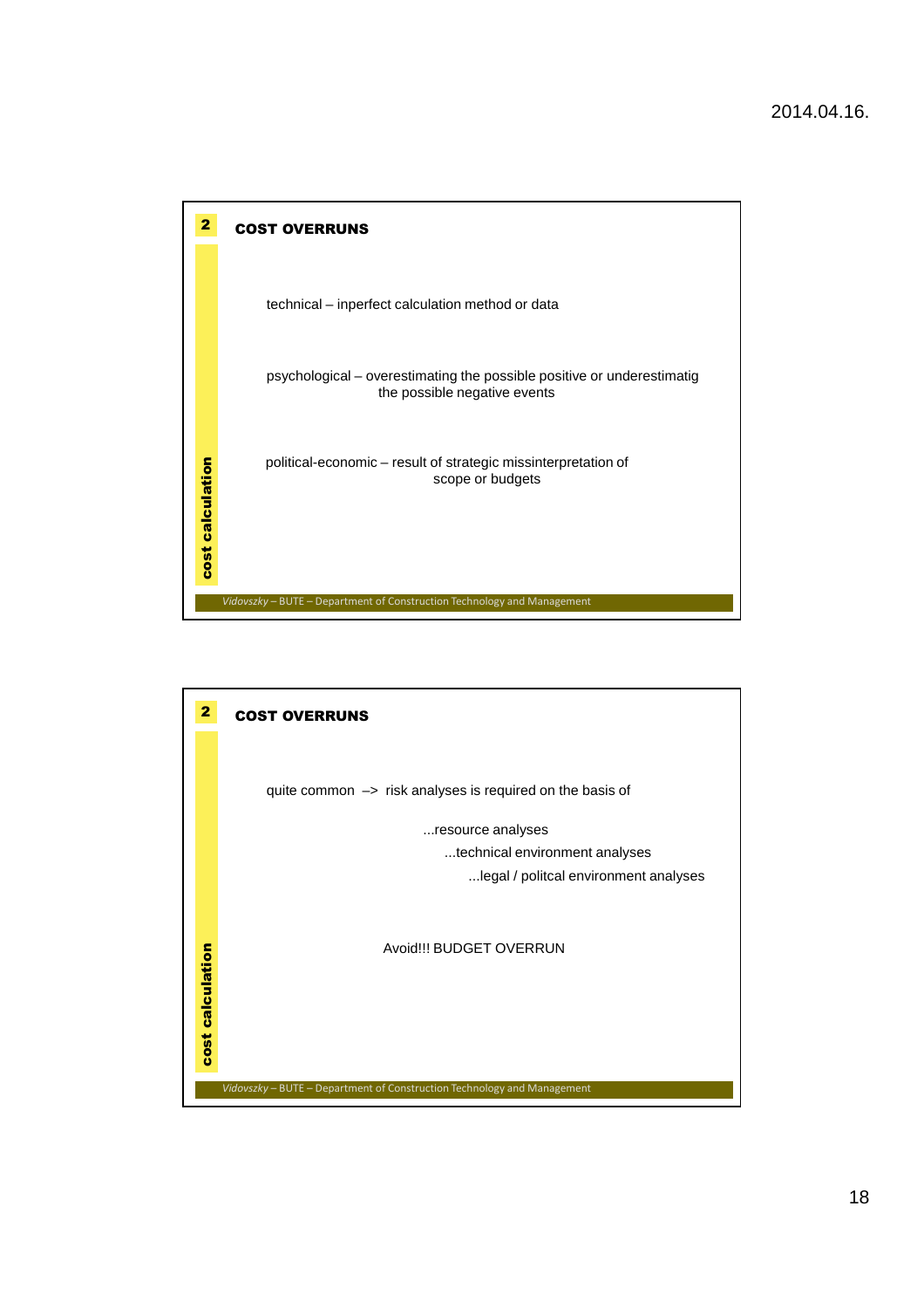## COST OVERRUNS

technical – inperfect calculation method or data

psychological – overestimating the possible positive or underestimatig the possible negative events

political-economic – result of strategic missinterpretation of scope or budgets

## COST OVERRUNS

quite common –> risk analyses is required on the basis of

...resource analyses

...technical environment analyses

...legal / politcal environment analyses

Avoid!!! BUDGET OVERRUN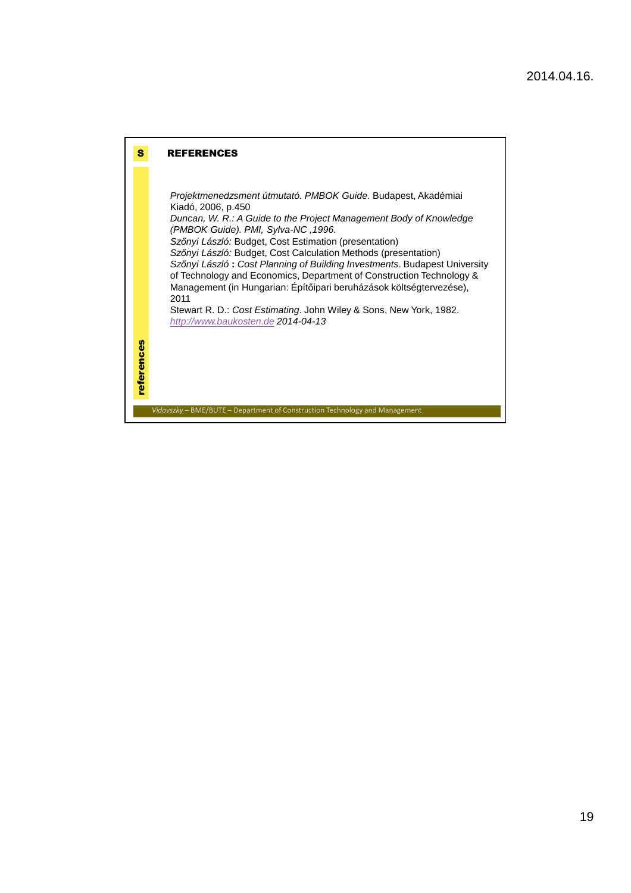## REFERENCES

*Projektmenedzsment útmutató. PMBOK Guide.* Budapest, Akadémiai Kiadó, 2006, p.450

*Duncan, W. R.: A Guide to the Project Management Body of Knowledge (PMBOK Guide). PMI, Sylva-NC ,1996.*

*Szőnyi László:* Budget, Cost Estimation (presentation)

*Szőnyi László:* Budget, Cost Calculation Methods (presentation)

*Szőnyi László* **:** *Cost Planning of Building Investments*. Budapest University of Technology and Economics, Department of Construction Technology & Management (in Hungarian: Építőipari beruházások költségtervezése), 2011

Stewart R. D.: *Cost Estimating*. John Wiley & Sons, New York, 1982.

*http://www.baukosten.de 2014-04-13*

references

*Vidovszky* – BME/BUTE – Department of Construction Technology and Management